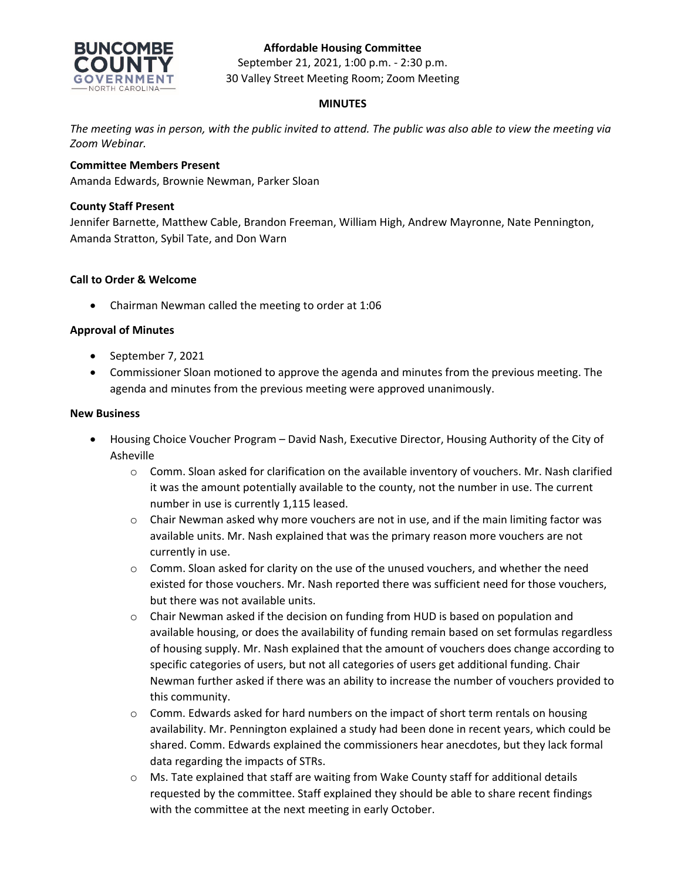# Affordable Housing Committee

September 21, 2021, 1:00 p.m. - 2:30 p.m.
30 Valley Street Meeting Room; Zoom Meeting

## MINUTES

*The meeting was in person, with the public invited to attend. The public was also able to view the meeting via Zoom Webinar.*

**Committee Members Present**
Amanda Edwards, Brownie Newman, Parker Sloan

**County Staff Present**
Jennifer Barnette, Matthew Cable, Brandon Freeman, William High, Andrew Mayronne, Nate Pennington, Amanda Stratton, Sybil Tate, and Don Warn

**Call to Order & Welcome**

- Chairman Newman called the meeting to order at 1:06

**Approval of Minutes**

- September 7, 2021
- Commissioner Sloan motioned to approve the agenda and minutes from the previous meeting. The agenda and minutes from the previous meeting were approved unanimously.

**New Business**

- Housing Choice Voucher Program – David Nash, Executive Director, Housing Authority of the City of Asheville
  - Comm. Sloan asked for clarification on the available inventory of vouchers. Mr. Nash clarified it was the amount potentially available to the county, not the number in use. The current number in use is currently 1,115 leased.
  - Chair Newman asked why more vouchers are not in use, and if the main limiting factor was available units. Mr. Nash explained that was the primary reason more vouchers are not currently in use.
  - Comm. Sloan asked for clarity on the use of the unused vouchers, and whether the need existed for those vouchers. Mr. Nash reported there was sufficient need for those vouchers, but there was not available units.
  - Chair Newman asked if the decision on funding from HUD is based on population and available housing, or does the availability of funding remain based on set formulas regardless of housing supply. Mr. Nash explained that the amount of vouchers does change according to specific categories of users, but not all categories of users get additional funding. Chair Newman further asked if there was an ability to increase the number of vouchers provided to this community.
  - Comm. Edwards asked for hard numbers on the impact of short term rentals on housing availability. Mr. Pennington explained a study had been done in recent years, which could be shared. Comm. Edwards explained the commissioners hear anecdotes, but they lack formal data regarding the impacts of STRs.
  - Ms. Tate explained that staff are waiting from Wake County staff for additional details requested by the committee. Staff explained they should be able to share recent findings with the committee at the next meeting in early October.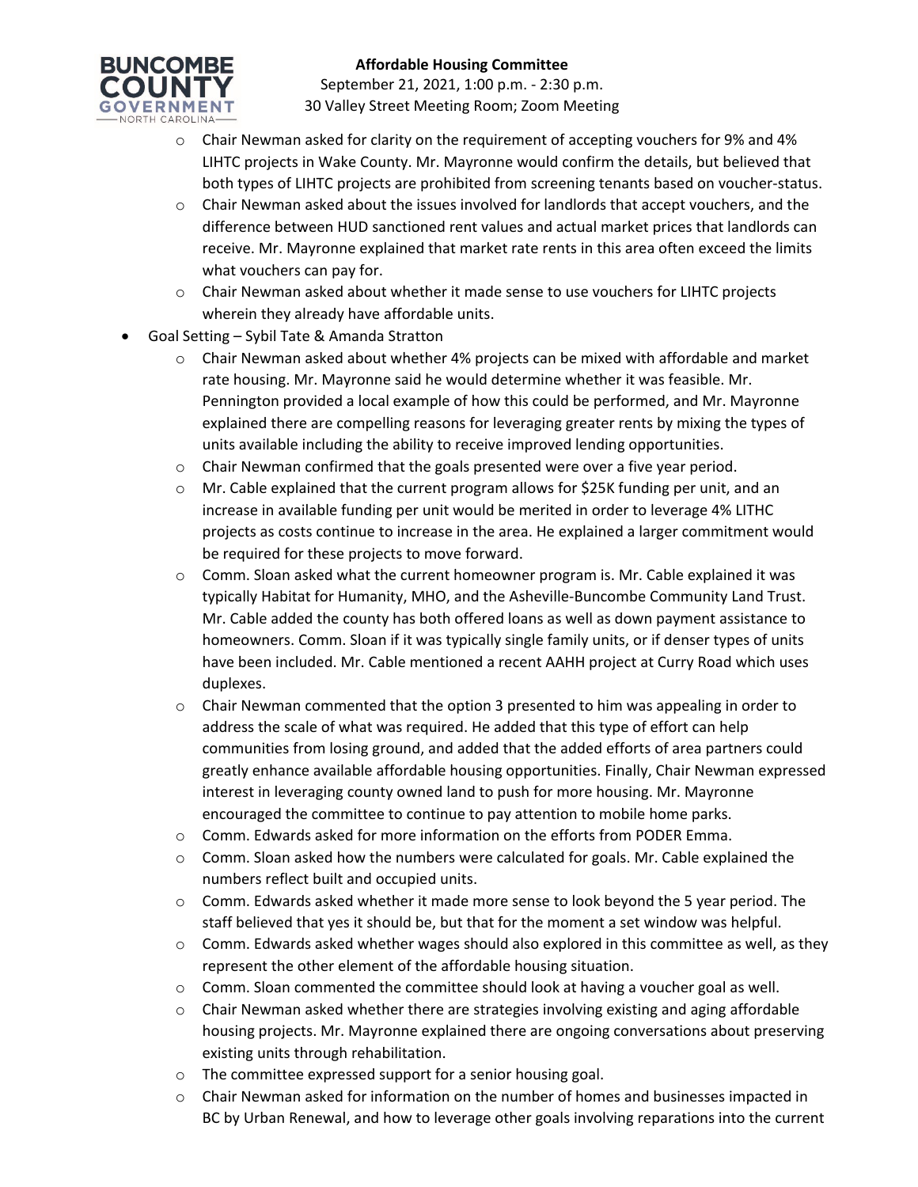- Chair Newman asked for clarity on the requirement of accepting vouchers for 9% and 4% LIHTC projects in Wake County. Mr. Mayronne would confirm the details, but believed that both types of LIHTC projects are prohibited from screening tenants based on voucher-status.
- Chair Newman asked about the issues involved for landlords that accept vouchers, and the difference between HUD sanctioned rent values and actual market prices that landlords can receive. Mr. Mayronne explained that market rate rents in this area often exceed the limits what vouchers can pay for.
- Chair Newman asked about whether it made sense to use vouchers for LIHTC projects wherein they already have affordable units.

- Goal Setting – Sybil Tate & Amanda Stratton
  - Chair Newman asked about whether 4% projects can be mixed with affordable and market rate housing. Mr. Mayronne said he would determine whether it was feasible. Mr. Pennington provided a local example of how this could be performed, and Mr. Mayronne explained there are compelling reasons for leveraging greater rents by mixing the types of units available including the ability to receive improved lending opportunities.
  - Chair Newman confirmed that the goals presented were over a five year period.
  - Mr. Cable explained that the current program allows for $25K funding per unit, and an increase in available funding per unit would be merited in order to leverage 4% LITHC projects as costs continue to increase in the area. He explained a larger commitment would be required for these projects to move forward.
  - Comm. Sloan asked what the current homeowner program is. Mr. Cable explained it was typically Habitat for Humanity, MHO, and the Asheville-Buncombe Community Land Trust. Mr. Cable added the county has both offered loans as well as down payment assistance to homeowners. Comm. Sloan if it was typically single family units, or if denser types of units have been included. Mr. Cable mentioned a recent AAHH project at Curry Road which uses duplexes.
  - Chair Newman commented that the option 3 presented to him was appealing in order to address the scale of what was required. He added that this type of effort can help communities from losing ground, and added that the added efforts of area partners could greatly enhance available affordable housing opportunities. Finally, Chair Newman expressed interest in leveraging county owned land to push for more housing. Mr. Mayronne encouraged the committee to continue to pay attention to mobile home parks.
  - Comm. Edwards asked for more information on the efforts from PODER Emma.
  - Comm. Sloan asked how the numbers were calculated for goals. Mr. Cable explained the numbers reflect built and occupied units.
  - Comm. Edwards asked whether it made more sense to look beyond the 5 year period. The staff believed that yes it should be, but that for the moment a set window was helpful.
  - Comm. Edwards asked whether wages should also explored in this committee as well, as they represent the other element of the affordable housing situation.
  - Comm. Sloan commented the committee should look at having a voucher goal as well.
  - Chair Newman asked whether there are strategies involving existing and aging affordable housing projects. Mr. Mayronne explained there are ongoing conversations about preserving existing units through rehabilitation.
  - The committee expressed support for a senior housing goal.
  - Chair Newman asked for information on the number of homes and businesses impacted in BC by Urban Renewal, and how to leverage other goals involving reparations into the current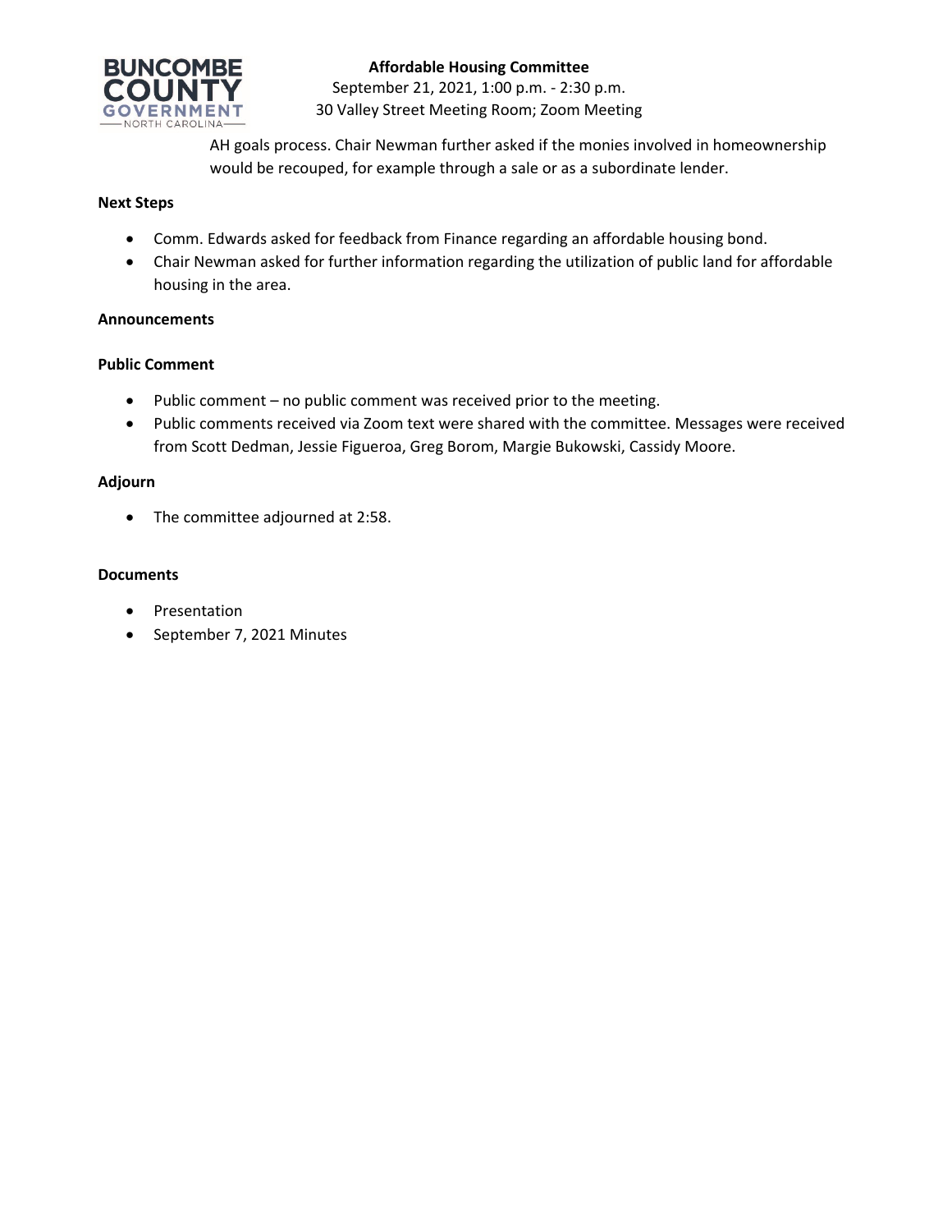AH goals process. Chair Newman further asked if the monies involved in homeownership would be recouped, for example through a sale or as a subordinate lender.

**Next Steps**

- Comm. Edwards asked for feedback from Finance regarding an affordable housing bond.
- Chair Newman asked for further information regarding the utilization of public land for affordable housing in the area.

**Announcements**

**Public Comment**

- Public comment – no public comment was received prior to the meeting.
- Public comments received via Zoom text were shared with the committee. Messages were received from Scott Dedman, Jessie Figueroa, Greg Borom, Margie Bukowski, Cassidy Moore.

**Adjourn**

- The committee adjourned at 2:58.

**Documents**

- Presentation
- September 7, 2021 Minutes